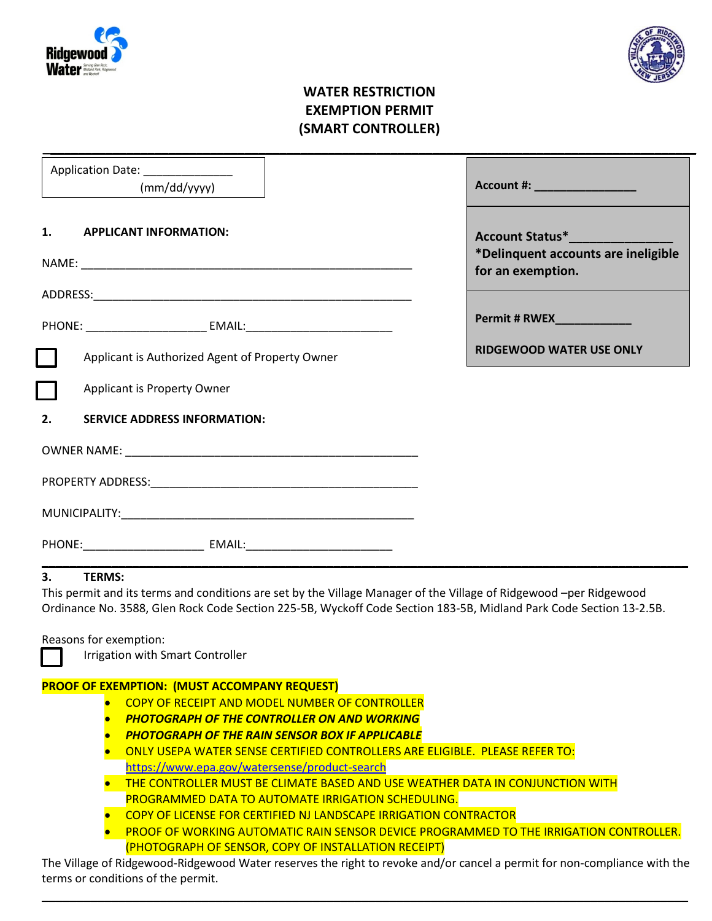Ridgewood Water

# WATER RESTRICTION EXEMPTION PERMIT (SMART CONTROLLER)

Application Date: ______________
(mm/dd/yyyy)

**Account #: ________________**

**Account Status*_______________**
***Delinquent accounts are ineligible for an exemption.**

**Permit # RWEX___________**

**RIDGEWOOD WATER USE ONLY**

## 1. APPLICANT INFORMATION:

NAME: ______________________________________________________

ADDRESS:____________________________________________________

PHONE: ___________________ EMAIL:_______________________

☐ Applicant is Authorized Agent of Property Owner

☐ Applicant is Property Owner

## 2. SERVICE ADDRESS INFORMATION:

OWNER NAME: ________________________________________________

PROPERTY ADDRESS:___________________________________________

MUNICIPALITY:_______________________________________________

PHONE:___________________ EMAIL:_______________________

## 3. TERMS:

This permit and its terms and conditions are set by the Village Manager of the Village of Ridgewood –per Ridgewood Ordinance No. 3588, Glen Rock Code Section 225-5B, Wyckoff Code Section 183-5B, Midland Park Code Section 13-2.5B.

Reasons for exemption:

☐ Irrigation with Smart Controller

**PROOF OF EXEMPTION: (MUST ACCOMPANY REQUEST)**

- COPY OF RECEIPT AND MODEL NUMBER OF CONTROLLER
- ***PHOTOGRAPH OF THE CONTROLLER ON AND WORKING***
- ***PHOTOGRAPH OF THE RAIN SENSOR BOX IF APPLICABLE***
- ONLY USEPA WATER SENSE CERTIFIED CONTROLLERS ARE ELIGIBLE. PLEASE REFER TO: https://www.epa.gov/watersense/product-search
- THE CONTROLLER MUST BE CLIMATE BASED AND USE WEATHER DATA IN CONJUNCTION WITH PROGRAMMED DATA TO AUTOMATE IRRIGATION SCHEDULING.
- COPY OF LICENSE FOR CERTIFIED NJ LANDSCAPE IRRIGATION CONTRACTOR
- PROOF OF WORKING AUTOMATIC RAIN SENSOR DEVICE PROGRAMMED TO THE IRRIGATION CONTROLLER. (PHOTOGRAPH OF SENSOR, COPY OF INSTALLATION RECEIPT)

The Village of Ridgewood-Ridgewood Water reserves the right to revoke and/or cancel a permit for non-compliance with the terms or conditions of the permit.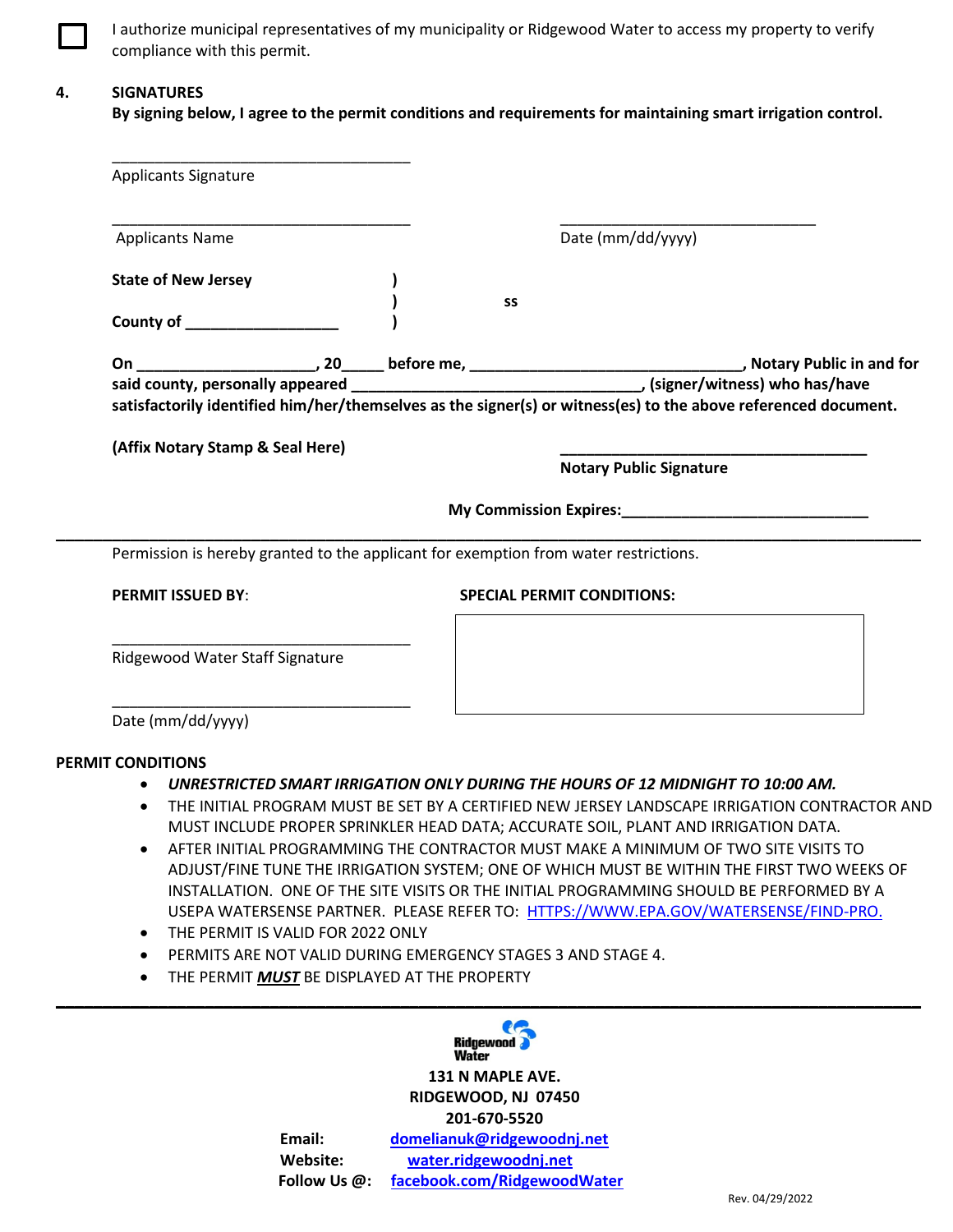☐ I authorize municipal representatives of my municipality or Ridgewood Water to access my property to verify compliance with this permit.

## 4. SIGNATURES

**By signing below, I agree to the permit conditions and requirements for maintaining smart irrigation control.**

___________________________________
Applicants Signature

___________________________________ ______________________________
Applicants Name Date (mm/dd/yyyy)

**State of New Jersey )**
**) ss**
**County of _________________ )**

**On ____________________, 20_____ before me, _______________________________, Notary Public in and for said county, personally appeared _________________________________, (signer/witness) who has/have satisfactorily identified him/her/themselves as the signer(s) or witness(es) to the above referenced document.**

**(Affix Notary Stamp & Seal Here)** ___________________________________
**Notary Public Signature**

**My Commission Expires:___________________________**

---

Permission is hereby granted to the applicant for exemption from water restrictions.

**PERMIT ISSUED BY**:

___________________________________
Ridgewood Water Staff Signature

___________________________________
Date (mm/dd/yyyy)

**SPECIAL PERMIT CONDITIONS:**

## PERMIT CONDITIONS

- ***UNRESTRICTED SMART IRRIGATION ONLY DURING THE HOURS OF 12 MIDNIGHT TO 10:00 AM.***
- THE INITIAL PROGRAM MUST BE SET BY A CERTIFIED NEW JERSEY LANDSCAPE IRRIGATION CONTRACTOR AND MUST INCLUDE PROPER SPRINKLER HEAD DATA; ACCURATE SOIL, PLANT AND IRRIGATION DATA.
- AFTER INITIAL PROGRAMMING THE CONTRACTOR MUST MAKE A MINIMUM OF TWO SITE VISITS TO ADJUST/FINE TUNE THE IRRIGATION SYSTEM; ONE OF WHICH MUST BE WITHIN THE FIRST TWO WEEKS OF INSTALLATION. ONE OF THE SITE VISITS OR THE INITIAL PROGRAMMING SHOULD BE PERFORMED BY A USEPA WATERSENSE PARTNER. PLEASE REFER TO: HTTPS://WWW.EPA.GOV/WATERSENSE/FIND-PRO.
- THE PERMIT IS VALID FOR 2022 ONLY
- PERMITS ARE NOT VALID DURING EMERGENCY STAGES 3 AND STAGE 4.
- THE PERMIT ***MUST*** BE DISPLAYED AT THE PROPERTY

---

Ridgewood Water

**131 N MAPLE AVE.**
**RIDGEWOOD, NJ 07450**
**201-670-5520**

**Email:** domelianuk@ridgewoodnj.net
**Website:** water.ridgewoodnj.net
**Follow Us @:** facebook.com/RidgewoodWater

Rev. 04/29/2022